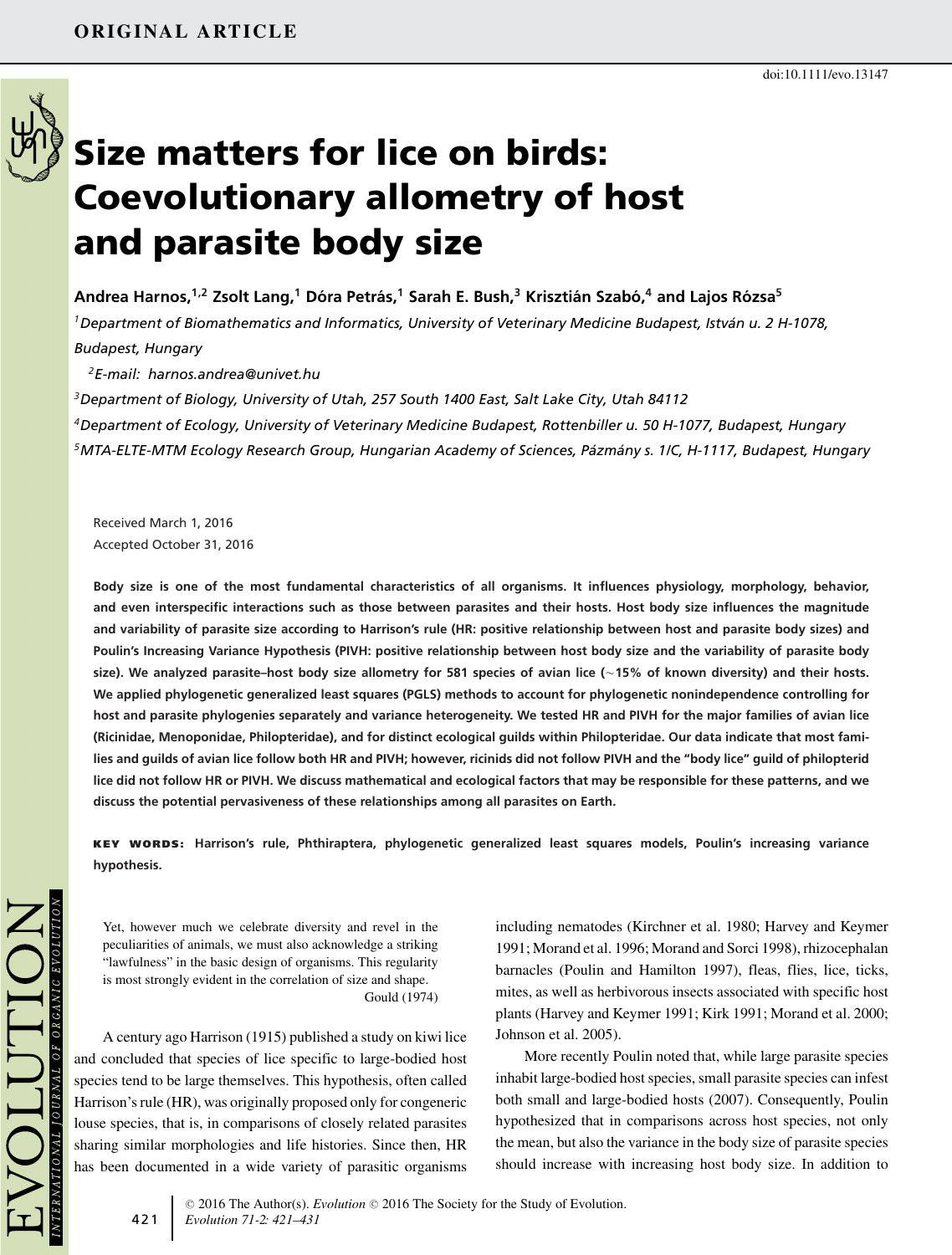ORIGINAL ARTICLE

doi:10.1111/evo.13147

# Size matters for lice on birds: Coevolutionary allometry of host and parasite body size

**Andrea Harnos,[1,2] Zsolt Lang,[1] Dóra Petrás,[1] Sarah E. Bush,[3] Krisztián Szabó,[4] and Lajos Rózsa[5]**

[1]*Department of Biomathematics and Informatics, University of Veterinary Medicine Budapest, István u. 2 H-1078, Budapest, Hungary*

[2]*E-mail: harnos.andrea@univet.hu*

[3]*Department of Biology, University of Utah, 257 South 1400 East, Salt Lake City, Utah 84112*

[4]*Department of Ecology, University of Veterinary Medicine Budapest, Rottenbiller u. 50 H-1077, Budapest, Hungary*

[5]*MTA-ELTE-MTM Ecology Research Group, Hungarian Academy of Sciences, Pázmány s. 1/C, H-1117, Budapest, Hungary*

Received March 1, 2016
Accepted October 31, 2016

**Body size is one of the most fundamental characteristics of all organisms. It influences physiology, morphology, behavior, and even interspecific interactions such as those between parasites and their hosts. Host body size influences the magnitude and variability of parasite size according to Harrison's rule (HR: positive relationship between host and parasite body sizes) and Poulin's Increasing Variance Hypothesis (PIVH: positive relationship between host body size and the variability of parasite body size). We analyzed parasite–host body size allometry for 581 species of avian lice (~15% of known diversity) and their hosts. We applied phylogenetic generalized least squares (PGLS) methods to account for phylogenetic nonindependence controlling for host and parasite phylogenies separately and variance heterogeneity. We tested HR and PIVH for the major families of avian lice (Ricinidae, Menoponidae, Philopteridae), and for distinct ecological guilds within Philopteridae. Our data indicate that most families and guilds of avian lice follow both HR and PIVH; however, ricinids did not follow PIVH and the "body lice" guild of philopterid lice did not follow HR or PIVH. We discuss mathematical and ecological factors that may be responsible for these patterns, and we discuss the potential pervasiveness of these relationships among all parasites on Earth.**

**KEY WORDS:** Harrison's rule, Phthiraptera, phylogenetic generalized least squares models, Poulin's increasing variance hypothesis.

> Yet, however much we celebrate diversity and revel in the peculiarities of animals, we must also acknowledge a striking "lawfulness" in the basic design of organisms. This regularity is most strongly evident in the correlation of size and shape.
>
> Gould (1974)

A century ago Harrison (1915) published a study on kiwi lice and concluded that species of lice specific to large-bodied host species tend to be large themselves. This hypothesis, often called Harrison's rule (HR), was originally proposed only for congeneric louse species, that is, in comparisons of closely related parasites sharing similar morphologies and life histories. Since then, HR has been documented in a wide variety of parasitic organisms including nematodes (Kirchner et al. 1980; Harvey and Keymer 1991; Morand et al. 1996; Morand and Sorci 1998), rhizocephalan barnacles (Poulin and Hamilton 1997), fleas, flies, lice, ticks, mites, as well as herbivorous insects associated with specific host plants (Harvey and Keymer 1991; Kirk 1991; Morand et al. 2000; Johnson et al. 2005).

More recently Poulin noted that, while large parasite species inhabit large-bodied host species, small parasite species can infest both small and large-bodied hosts (2007). Consequently, Poulin hypothesized that in comparisons across host species, not only the mean, but also the variance in the body size of parasite species should increase with increasing host body size. In addition to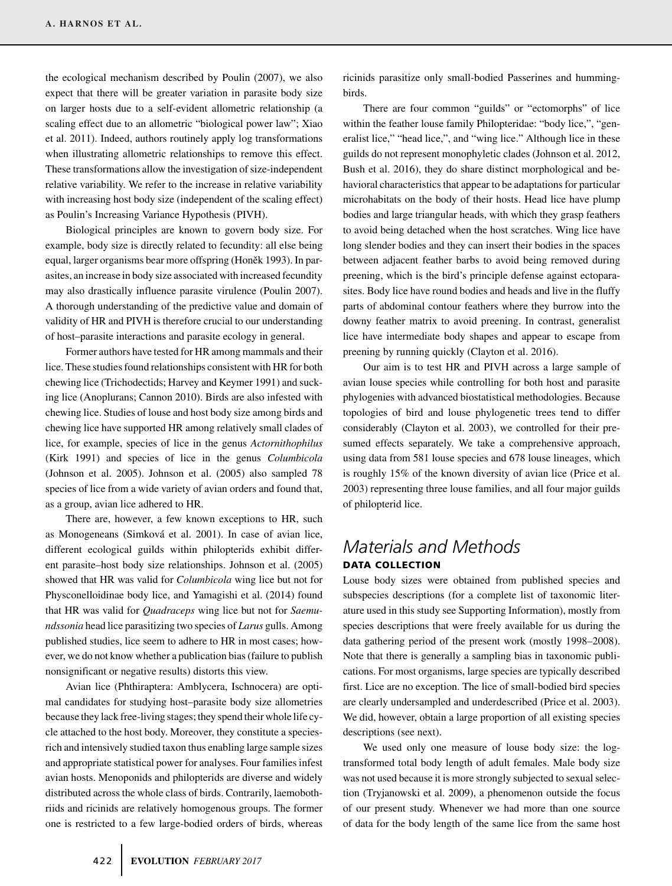the ecological mechanism described by Poulin (2007), we also expect that there will be greater variation in parasite body size on larger hosts due to a self-evident allometric relationship (a scaling effect due to an allometric "biological power law"; Xiao et al. 2011). Indeed, authors routinely apply log transformations when illustrating allometric relationships to remove this effect. These transformations allow the investigation of size-independent relative variability. We refer to the increase in relative variability with increasing host body size (independent of the scaling effect) as Poulin's Increasing Variance Hypothesis (PIVH).

Biological principles are known to govern body size. For example, body size is directly related to fecundity: all else being equal, larger organisms bear more offspring (Honěk 1993). In parasites, an increase in body size associated with increased fecundity may also drastically influence parasite virulence (Poulin 2007). A thorough understanding of the predictive value and domain of validity of HR and PIVH is therefore crucial to our understanding of host–parasite interactions and parasite ecology in general.

Former authors have tested for HR among mammals and their lice. These studies found relationships consistent with HR for both chewing lice (Trichodectids; Harvey and Keymer 1991) and sucking lice (Anoplurans; Cannon 2010). Birds are also infested with chewing lice. Studies of louse and host body size among birds and chewing lice have supported HR among relatively small clades of lice, for example, species of lice in the genus *Actornithophilus* (Kirk 1991) and species of lice in the genus *Columbicola* (Johnson et al. 2005). Johnson et al. (2005) also sampled 78 species of lice from a wide variety of avian orders and found that, as a group, avian lice adhered to HR.

There are, however, a few known exceptions to HR, such as Monogeneans (Simková et al. 2001). In case of avian lice, different ecological guilds within philopterids exhibit different parasite–host body size relationships. Johnson et al. (2005) showed that HR was valid for *Columbicola* wing lice but not for Physconelloidinae body lice, and Yamagishi et al. (2014) found that HR was valid for *Quadraceps* wing lice but not for *Saemundssonia* head lice parasitizing two species of *Larus* gulls. Among published studies, lice seem to adhere to HR in most cases; however, we do not know whether a publication bias (failure to publish nonsignificant or negative results) distorts this view.

Avian lice (Phthiraptera: Amblycera, Ischnocera) are optimal candidates for studying host–parasite body size allometries because they lack free-living stages; they spend their whole life cycle attached to the host body. Moreover, they constitute a species-rich and intensively studied taxon thus enabling large sample sizes and appropriate statistical power for analyses. Four families infest avian hosts. Menoponids and philopterids are diverse and widely distributed across the whole class of birds. Contrarily, laemobothriids and ricinids are relatively homogenous groups. The former one is restricted to a few large-bodied orders of birds, whereas ricinids parasitize only small-bodied Passerines and hummingbirds.

There are four common "guilds" or "ectomorphs" of lice within the feather louse family Philopteridae: "body lice,", "generalist lice," "head lice,", and "wing lice." Although lice in these guilds do not represent monophyletic clades (Johnson et al. 2012, Bush et al. 2016), they do share distinct morphological and behavioral characteristics that appear to be adaptations for particular microhabitats on the body of their hosts. Head lice have plump bodies and large triangular heads, with which they grasp feathers to avoid being detached when the host scratches. Wing lice have long slender bodies and they can insert their bodies in the spaces between adjacent feather barbs to avoid being removed during preening, which is the bird's principle defense against ectoparasites. Body lice have round bodies and heads and live in the fluffy parts of abdominal contour feathers where they burrow into the downy feather matrix to avoid preening. In contrast, generalist lice have intermediate body shapes and appear to escape from preening by running quickly (Clayton et al. 2016).

Our aim is to test HR and PIVH across a large sample of avian louse species while controlling for both host and parasite phylogenies with advanced biostatistical methodologies. Because topologies of bird and louse phylogenetic trees tend to differ considerably (Clayton et al. 2003), we controlled for their presumed effects separately. We take a comprehensive approach, using data from 581 louse species and 678 louse lineages, which is roughly 15% of the known diversity of avian lice (Price et al. 2003) representing three louse families, and all four major guilds of philopterid lice.

# Materials and Methods

## DATA COLLECTION

Louse body sizes were obtained from published species and subspecies descriptions (for a complete list of taxonomic literature used in this study see Supporting Information), mostly from species descriptions that were freely available for us during the data gathering period of the present work (mostly 1998–2008). Note that there is generally a sampling bias in taxonomic publications. For most organisms, large species are typically described first. Lice are no exception. The lice of small-bodied bird species are clearly undersampled and underdescribed (Price et al. 2003). We did, however, obtain a large proportion of all existing species descriptions (see next).

We used only one measure of louse body size: the log-transformed total body length of adult females. Male body size was not used because it is more strongly subjected to sexual selection (Tryjanowski et al. 2009), a phenomenon outside the focus of our present study. Whenever we had more than one source of data for the body length of the same lice from the same host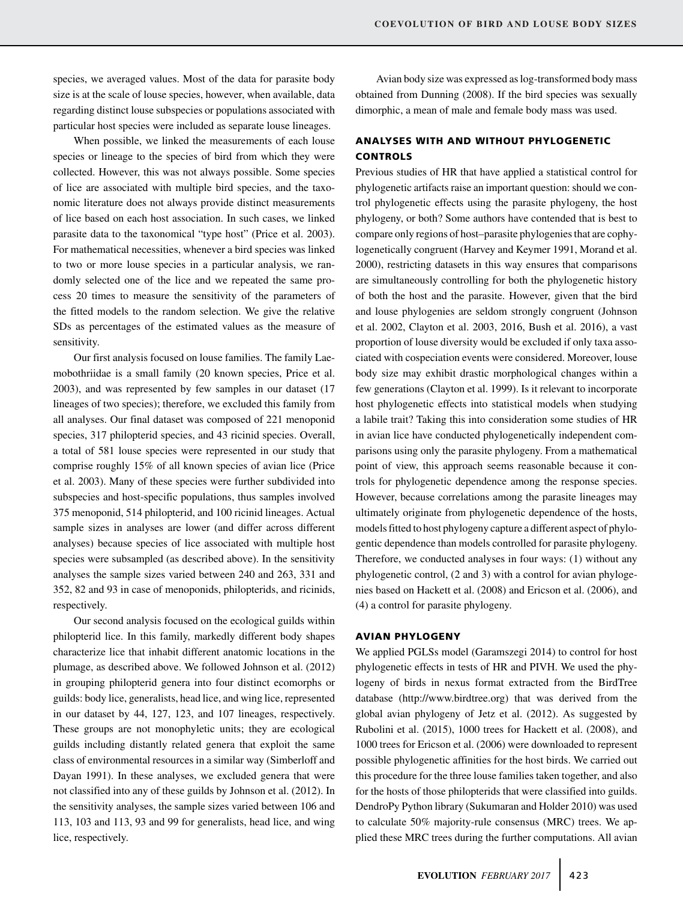species, we averaged values. Most of the data for parasite body size is at the scale of louse species, however, when available, data regarding distinct louse subspecies or populations associated with particular host species were included as separate louse lineages.

When possible, we linked the measurements of each louse species or lineage to the species of bird from which they were collected. However, this was not always possible. Some species of lice are associated with multiple bird species, and the taxonomic literature does not always provide distinct measurements of lice based on each host association. In such cases, we linked parasite data to the taxonomical "type host" (Price et al. 2003). For mathematical necessities, whenever a bird species was linked to two or more louse species in a particular analysis, we randomly selected one of the lice and we repeated the same process 20 times to measure the sensitivity of the parameters of the fitted models to the random selection. We give the relative SDs as percentages of the estimated values as the measure of sensitivity.

Our first analysis focused on louse families. The family Laemobothriidae is a small family (20 known species, Price et al. 2003), and was represented by few samples in our dataset (17 lineages of two species); therefore, we excluded this family from all analyses. Our final dataset was composed of 221 menoponid species, 317 philopterid species, and 43 ricinid species. Overall, a total of 581 louse species were represented in our study that comprise roughly 15% of all known species of avian lice (Price et al. 2003). Many of these species were further subdivided into subspecies and host-specific populations, thus samples involved 375 menoponid, 514 philopterid, and 100 ricinid lineages. Actual sample sizes in analyses are lower (and differ across different analyses) because species of lice associated with multiple host species were subsampled (as described above). In the sensitivity analyses the sample sizes varied between 240 and 263, 331 and 352, 82 and 93 in case of menoponids, philopterids, and ricinids, respectively.

Our second analysis focused on the ecological guilds within philopterid lice. In this family, markedly different body shapes characterize lice that inhabit different anatomic locations in the plumage, as described above. We followed Johnson et al. (2012) in grouping philopterid genera into four distinct ecomorphs or guilds: body lice, generalists, head lice, and wing lice, represented in our dataset by 44, 127, 123, and 107 lineages, respectively. These groups are not monophyletic units; they are ecological guilds including distantly related genera that exploit the same class of environmental resources in a similar way (Simberloff and Dayan 1991). In these analyses, we excluded genera that were not classified into any of these guilds by Johnson et al. (2012). In the sensitivity analyses, the sample sizes varied between 106 and 113, 103 and 113, 93 and 99 for generalists, head lice, and wing lice, respectively.

Avian body size was expressed as log-transformed body mass obtained from Dunning (2008). If the bird species was sexually dimorphic, a mean of male and female body mass was used.

## ANALYSES WITH AND WITHOUT PHYLOGENETIC CONTROLS

Previous studies of HR that have applied a statistical control for phylogenetic artifacts raise an important question: should we control phylogenetic effects using the parasite phylogeny, the host phylogeny, or both? Some authors have contended that is best to compare only regions of host–parasite phylogenies that are cophylogenetically congruent (Harvey and Keymer 1991, Morand et al. 2000), restricting datasets in this way ensures that comparisons are simultaneously controlling for both the phylogenetic history of both the host and the parasite. However, given that the bird and louse phylogenies are seldom strongly congruent (Johnson et al. 2002, Clayton et al. 2003, 2016, Bush et al. 2016), a vast proportion of louse diversity would be excluded if only taxa associated with cospeciation events were considered. Moreover, louse body size may exhibit drastic morphological changes within a few generations (Clayton et al. 1999). Is it relevant to incorporate host phylogenetic effects into statistical models when studying a labile trait? Taking this into consideration some studies of HR in avian lice have conducted phylogenetically independent comparisons using only the parasite phylogeny. From a mathematical point of view, this approach seems reasonable because it controls for phylogenetic dependence among the response species. However, because correlations among the parasite lineages may ultimately originate from phylogenetic dependence of the hosts, models fitted to host phylogeny capture a different aspect of phylogentic dependence than models controlled for parasite phylogeny. Therefore, we conducted analyses in four ways: (1) without any phylogenetic control, (2 and 3) with a control for avian phylogenies based on Hackett et al. (2008) and Ericson et al. (2006), and (4) a control for parasite phylogeny.

## AVIAN PHYLOGENY

We applied PGLSs model (Garamszegi 2014) to control for host phylogenetic effects in tests of HR and PIVH. We used the phylogeny of birds in nexus format extracted from the BirdTree database (http://www.birdtree.org) that was derived from the global avian phylogeny of Jetz et al. (2012). As suggested by Rubolini et al. (2015), 1000 trees for Hackett et al. (2008), and 1000 trees for Ericson et al. (2006) were downloaded to represent possible phylogenetic affinities for the host birds. We carried out this procedure for the three louse families taken together, and also for the hosts of those philopterids that were classified into guilds. DendroPy Python library (Sukumaran and Holder 2010) was used to calculate 50% majority-rule consensus (MRC) trees. We applied these MRC trees during the further computations. All avian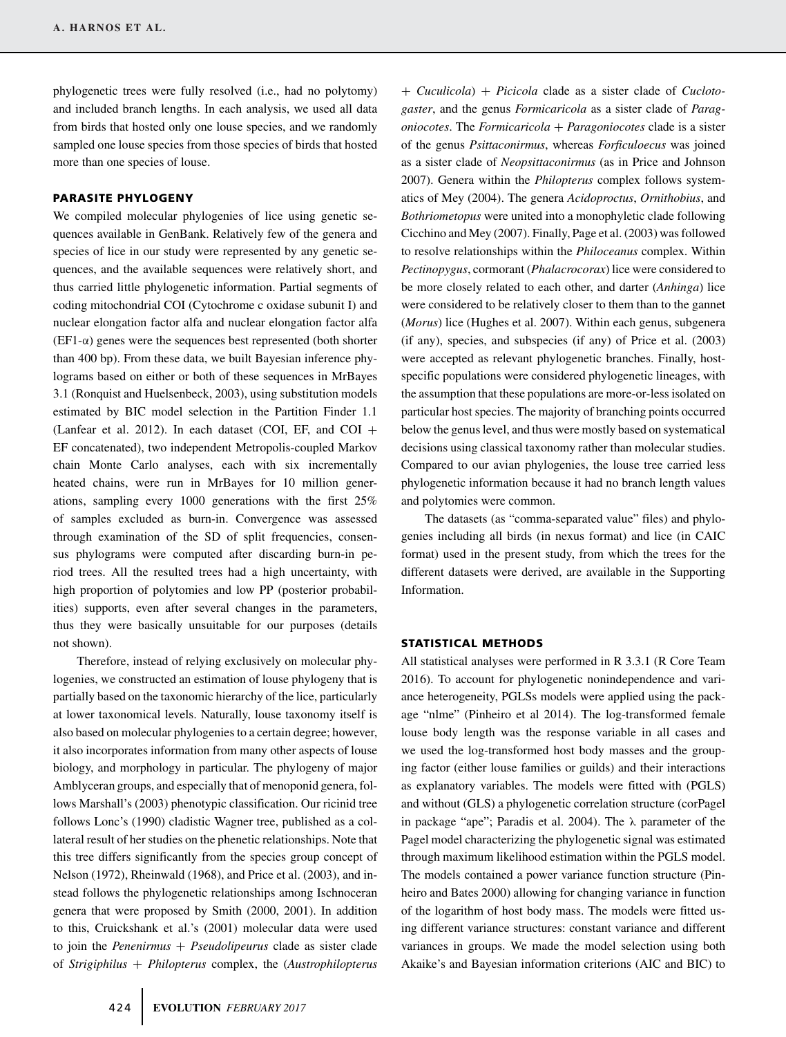phylogenetic trees were fully resolved (i.e., had no polytomy) and included branch lengths. In each analysis, we used all data from birds that hosted only one louse species, and we randomly sampled one louse species from those species of birds that hosted more than one species of louse.

## PARASITE PHYLOGENY

We compiled molecular phylogenies of lice using genetic sequences available in GenBank. Relatively few of the genera and species of lice in our study were represented by any genetic sequences, and the available sequences were relatively short, and thus carried little phylogenetic information. Partial segments of coding mitochondrial COI (Cytochrome c oxidase subunit I) and nuclear elongation factor alfa and nuclear elongation factor alfa (EF1-$\alpha$) genes were the sequences best represented (both shorter than 400 bp). From these data, we built Bayesian inference phylograms based on either or both of these sequences in MrBayes 3.1 (Ronquist and Huelsenbeck, 2003), using substitution models estimated by BIC model selection in the Partition Finder 1.1 (Lanfear et al. 2012). In each dataset (COI, EF, and COI + EF concatenated), two independent Metropolis-coupled Markov chain Monte Carlo analyses, each with six incrementally heated chains, were run in MrBayes for 10 million generations, sampling every 1000 generations with the first 25% of samples excluded as burn-in. Convergence was assessed through examination of the SD of split frequencies, consensus phylograms were computed after discarding burn-in period trees. All the resulted trees had a high uncertainty, with high proportion of polytomies and low PP (posterior probabilities) supports, even after several changes in the parameters, thus they were basically unsuitable for our purposes (details not shown).

Therefore, instead of relying exclusively on molecular phylogenies, we constructed an estimation of louse phylogeny that is partially based on the taxonomic hierarchy of the lice, particularly at lower taxonomical levels. Naturally, louse taxonomy itself is also based on molecular phylogenies to a certain degree; however, it also incorporates information from many other aspects of louse biology, and morphology in particular. The phylogeny of major Amblyceran groups, and especially that of menoponid genera, follows Marshall's (2003) phenotypic classification. Our ricinid tree follows Lonc's (1990) cladistic Wagner tree, published as a collateral result of her studies on the phenetic relationships. Note that this tree differs significantly from the species group concept of Nelson (1972), Rheinwald (1968), and Price et al. (2003), and instead follows the phylogenetic relationships among Ischnoceran genera that were proposed by Smith (2000, 2001). In addition to this, Cruickshank et al.'s (2001) molecular data were used to join the *Penenirmus* + *Pseudolipeurus* clade as sister clade of *Strigiphilus* + *Philopterus* complex, the (*Austrophilopterus* + *Cuculicola*) + *Picicola* clade as a sister clade of *Cuclotogaster*, and the genus *Formicaricola* as a sister clade of *Paragoniocotes*. The *Formicaricola* + *Paragoniocotes* clade is a sister of the genus *Psittaconirmus*, whereas *Forficuloecus* was joined as a sister clade of *Neopsittaconirmus* (as in Price and Johnson 2007). Genera within the *Philopterus* complex follows systematics of Mey (2004). The genera *Acidoproctus*, *Ornithobius*, and *Bothriometopus* were united into a monophyletic clade following Cicchino and Mey (2007). Finally, Page et al. (2003) was followed to resolve relationships within the *Philoceanus* complex. Within *Pectinopygus*, cormorant (*Phalacrocorax*) lice were considered to be more closely related to each other, and darter (*Anhinga*) lice were considered to be relatively closer to them than to the gannet (*Morus*) lice (Hughes et al. 2007). Within each genus, subgenera (if any), species, and subspecies (if any) of Price et al. (2003) were accepted as relevant phylogenetic branches. Finally, host-specific populations were considered phylogenetic lineages, with the assumption that these populations are more-or-less isolated on particular host species. The majority of branching points occurred below the genus level, and thus were mostly based on systematical decisions using classical taxonomy rather than molecular studies. Compared to our avian phylogenies, the louse tree carried less phylogenetic information because it had no branch length values and polytomies were common.

The datasets (as "comma-separated value" files) and phylogenies including all birds (in nexus format) and lice (in CAIC format) used in the present study, from which the trees for the different datasets were derived, are available in the Supporting Information.

## STATISTICAL METHODS

All statistical analyses were performed in R 3.3.1 (R Core Team 2016). To account for phylogenetic nonindependence and variance heterogeneity, PGLSs models were applied using the package "nlme" (Pinheiro et al 2014). The log-transformed female louse body length was the response variable in all cases and we used the log-transformed host body masses and the grouping factor (either louse families or guilds) and their interactions as explanatory variables. The models were fitted with (PGLS) and without (GLS) a phylogenetic correlation structure (corPagel in package "ape"; Paradis et al. 2004). The $\lambda$ parameter of the Pagel model characterizing the phylogenetic signal was estimated through maximum likelihood estimation within the PGLS model. The models contained a power variance function structure (Pinheiro and Bates 2000) allowing for changing variance in function of the logarithm of host body mass. The models were fitted using different variance structures: constant variance and different variances in groups. We made the model selection using both Akaike's and Bayesian information criterions (AIC and BIC) to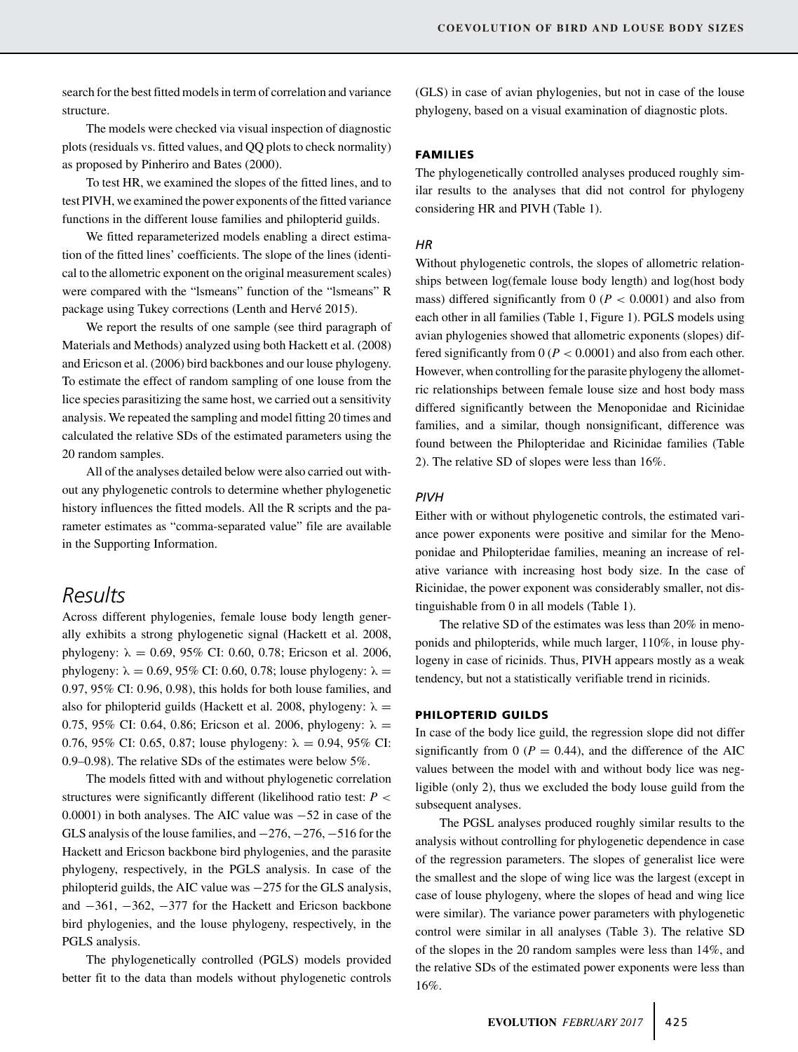search for the best fitted models in term of correlation and variance structure.

The models were checked via visual inspection of diagnostic plots (residuals vs. fitted values, and QQ plots to check normality) as proposed by Pinheriro and Bates (2000).

To test HR, we examined the slopes of the fitted lines, and to test PIVH, we examined the power exponents of the fitted variance functions in the different louse families and philopterid guilds.

We fitted reparameterized models enabling a direct estimation of the fitted lines' coefficients. The slope of the lines (identical to the allometric exponent on the original measurement scales) were compared with the "lsmeans" function of the "lsmeans" R package using Tukey corrections (Lenth and Hervé 2015).

We report the results of one sample (see third paragraph of Materials and Methods) analyzed using both Hackett et al. (2008) and Ericson et al. (2006) bird backbones and our louse phylogeny. To estimate the effect of random sampling of one louse from the lice species parasitizing the same host, we carried out a sensitivity analysis. We repeated the sampling and model fitting 20 times and calculated the relative SDs of the estimated parameters using the 20 random samples.

All of the analyses detailed below were also carried out without any phylogenetic controls to determine whether phylogenetic history influences the fitted models. All the R scripts and the parameter estimates as "comma-separated value" file are available in the Supporting Information.

# Results

Across different phylogenies, female louse body length generally exhibits a strong phylogenetic signal (Hackett et al. 2008, phylogeny: $\lambda = 0.69$, 95% CI: 0.60, 0.78; Ericson et al. 2006, phylogeny: $\lambda = 0.69$, 95% CI: 0.60, 0.78; louse phylogeny: $\lambda = 0.97$, 95% CI: 0.96, 0.98), this holds for both louse families, and also for philopterid guilds (Hackett et al. 2008, phylogeny: $\lambda = 0.75$, 95% CI: 0.64, 0.86; Ericson et al. 2006, phylogeny: $\lambda = 0.76$, 95% CI: 0.65, 0.87; louse phylogeny: $\lambda = 0.94$, 95% CI: 0.9–0.98). The relative SDs of the estimates were below 5%.

The models fitted with and without phylogenetic correlation structures were significantly different (likelihood ratio test: $P < 0.0001$) in both analyses. The AIC value was −52 in case of the GLS analysis of the louse families, and −276, −276, −516 for the Hackett and Ericson backbone bird phylogenies, and the parasite phylogeny, respectively, in the PGLS analysis. In case of the philopterid guilds, the AIC value was −275 for the GLS analysis, and −361, −362, −377 for the Hackett and Ericson backbone bird phylogenies, and the louse phylogeny, respectively, in the PGLS analysis.

The phylogenetically controlled (PGLS) models provided better fit to the data than models without phylogenetic controls (GLS) in case of avian phylogenies, but not in case of the louse phylogeny, based on a visual examination of diagnostic plots.

### FAMILIES

The phylogenetically controlled analyses produced roughly similar results to the analyses that did not control for phylogeny considering HR and PIVH (Table 1).

#### *HR*

Without phylogenetic controls, the slopes of allometric relationships between log(female louse body length) and log(host body mass) differed significantly from 0 ($P < 0.0001$) and also from each other in all families (Table 1, Figure 1). PGLS models using avian phylogenies showed that allometric exponents (slopes) differed significantly from 0 ($P < 0.0001$) and also from each other. However, when controlling for the parasite phylogeny the allometric relationships between female louse size and host body mass differed significantly between the Menoponidae and Ricinidae families, and a similar, though nonsignificant, difference was found between the Philopteridae and Ricinidae families (Table 2). The relative SD of slopes were less than 16%.

#### *PIVH*

Either with or without phylogenetic controls, the estimated variance power exponents were positive and similar for the Menoponidae and Philopteridae families, meaning an increase of relative variance with increasing host body size. In the case of Ricinidae, the power exponent was considerably smaller, not distinguishable from 0 in all models (Table 1).

The relative SD of the estimates was less than 20% in menoponids and philopterids, while much larger, 110%, in louse phylogeny in case of ricinids. Thus, PIVH appears mostly as a weak tendency, but not a statistically verifiable trend in ricinids.

### PHILOPTERID GUILDS

In case of the body lice guild, the regression slope did not differ significantly from 0 ($P = 0.44$), and the difference of the AIC values between the model with and without body lice was negligible (only 2), thus we excluded the body louse guild from the subsequent analyses.

The PGSL analyses produced roughly similar results to the analysis without controlling for phylogenetic dependence in case of the regression parameters. The slopes of generalist lice were the smallest and the slope of wing lice was the largest (except in case of louse phylogeny, where the slopes of head and wing lice were similar). The variance power parameters with phylogenetic control were similar in all analyses (Table 3). The relative SD of the slopes in the 20 random samples were less than 14%, and the relative SDs of the estimated power exponents were less than 16%.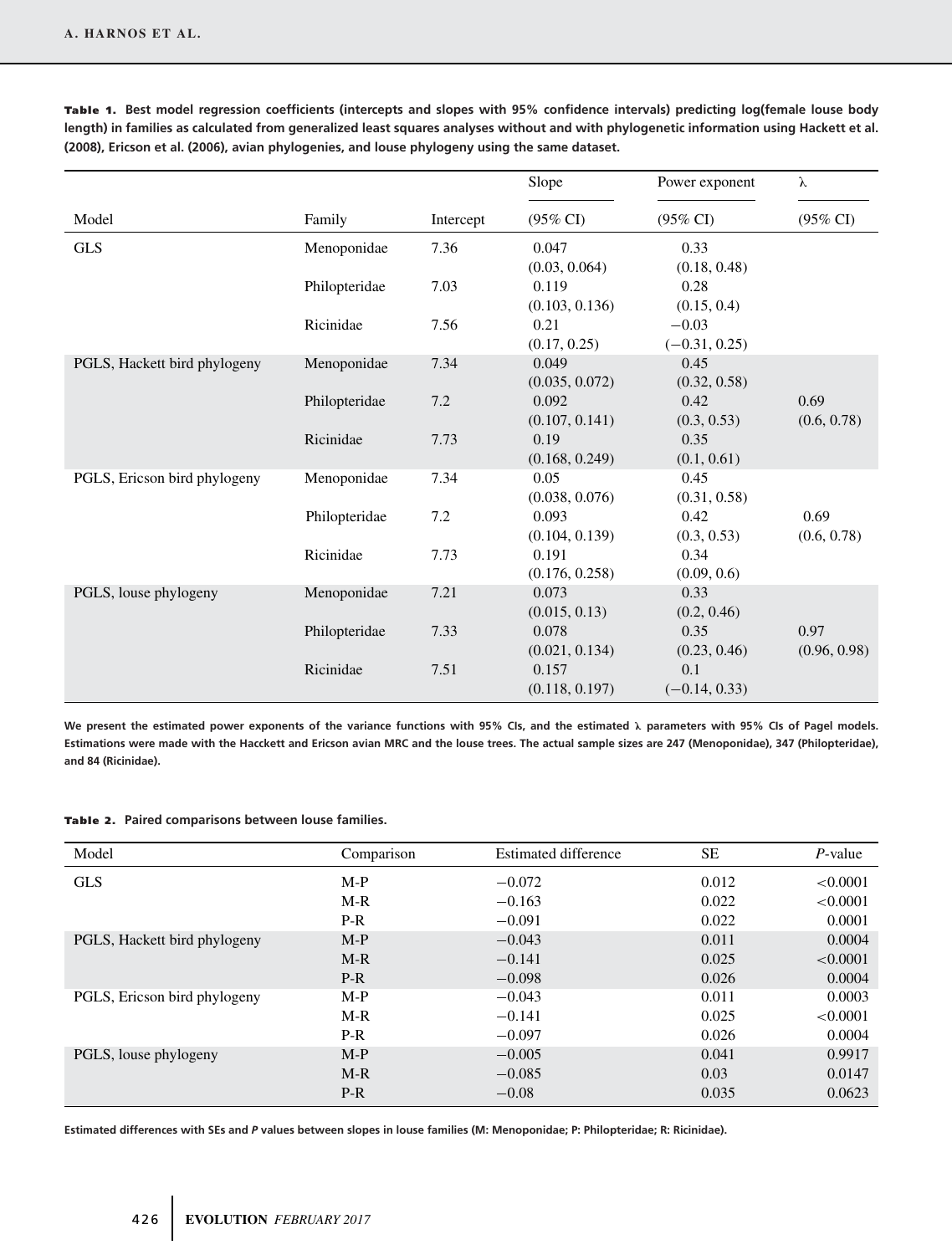**Table 1.** Best model regression coefficients (intercepts and slopes with 95% confidence intervals) predicting log(female louse body length) in families as calculated from generalized least squares analyses without and with phylogenetic information using Hackett et al. (2008), Ericson et al. (2006), avian phylogenies, and louse phylogeny using the same dataset.

| Model | Family | Intercept | Slope (95% CI) | Power exponent (95% CI) | λ (95% CI) |
|---|---|---|---|---|---|
| GLS | Menoponidae | 7.36 | 0.047 (0.03, 0.064) | 0.33 (0.18, 0.48) | |
| | Philopteridae | 7.03 | 0.119 (0.103, 0.136) | 0.28 (0.15, 0.4) | |
| | Ricinidae | 7.56 | 0.21 (0.17, 0.25) | −0.03 (−0.31, 0.25) | |
| PGLS, Hackett bird phylogeny | Menoponidae | 7.34 | 0.049 (0.035, 0.072) | 0.45 (0.32, 0.58) | |
| | Philopteridae | 7.2 | 0.092 (0.107, 0.141) | 0.42 (0.3, 0.53) | 0.69 (0.6, 0.78) |
| | Ricinidae | 7.73 | 0.19 (0.168, 0.249) | 0.35 (0.1, 0.61) | |
| PGLS, Ericson bird phylogeny | Menoponidae | 7.34 | 0.05 (0.038, 0.076) | 0.45 (0.31, 0.58) | |
| | Philopteridae | 7.2 | 0.093 (0.104, 0.139) | 0.42 (0.3, 0.53) | 0.69 (0.6, 0.78) |
| | Ricinidae | 7.73 | 0.191 (0.176, 0.258) | 0.34 (0.09, 0.6) | |
| PGLS, louse phylogeny | Menoponidae | 7.21 | 0.073 (0.015, 0.13) | 0.33 (0.2, 0.46) | |
| | Philopteridae | 7.33 | 0.078 (0.021, 0.134) | 0.35 (0.23, 0.46) | 0.97 (0.96, 0.98) |
| | Ricinidae | 7.51 | 0.157 (0.118, 0.197) | 0.1 (−0.14, 0.33) | |

We present the estimated power exponents of the variance functions with 95% CIs, and the estimated λ parameters with 95% CIs of Pagel models. Estimations were made with the Hacckett and Ericson avian MRC and the louse trees. The actual sample sizes are 247 (Menoponidae), 347 (Philopteridae), and 84 (Ricinidae).

**Table 2.** Paired comparisons between louse families.

| Model | Comparison | Estimated difference | SE | *P*-value |
|---|---|---|---|---|
| GLS | M-P | −0.072 | 0.012 | <0.0001 |
| | M-R | −0.163 | 0.022 | <0.0001 |
| | P-R | −0.091 | 0.022 | 0.0001 |
| PGLS, Hackett bird phylogeny | M-P | −0.043 | 0.011 | 0.0004 |
| | M-R | −0.141 | 0.025 | <0.0001 |
| | P-R | −0.098 | 0.026 | 0.0004 |
| PGLS, Ericson bird phylogeny | M-P | −0.043 | 0.011 | 0.0003 |
| | M-R | −0.141 | 0.025 | <0.0001 |
| | P-R | −0.097 | 0.026 | 0.0004 |
| PGLS, louse phylogeny | M-P | −0.005 | 0.041 | 0.9917 |
| | M-R | −0.085 | 0.03 | 0.0147 |
| | P-R | −0.08 | 0.035 | 0.0623 |

Estimated differences with SEs and *P* values between slopes in louse families (M: Menoponidae; P: Philopteridae; R: Ricinidae).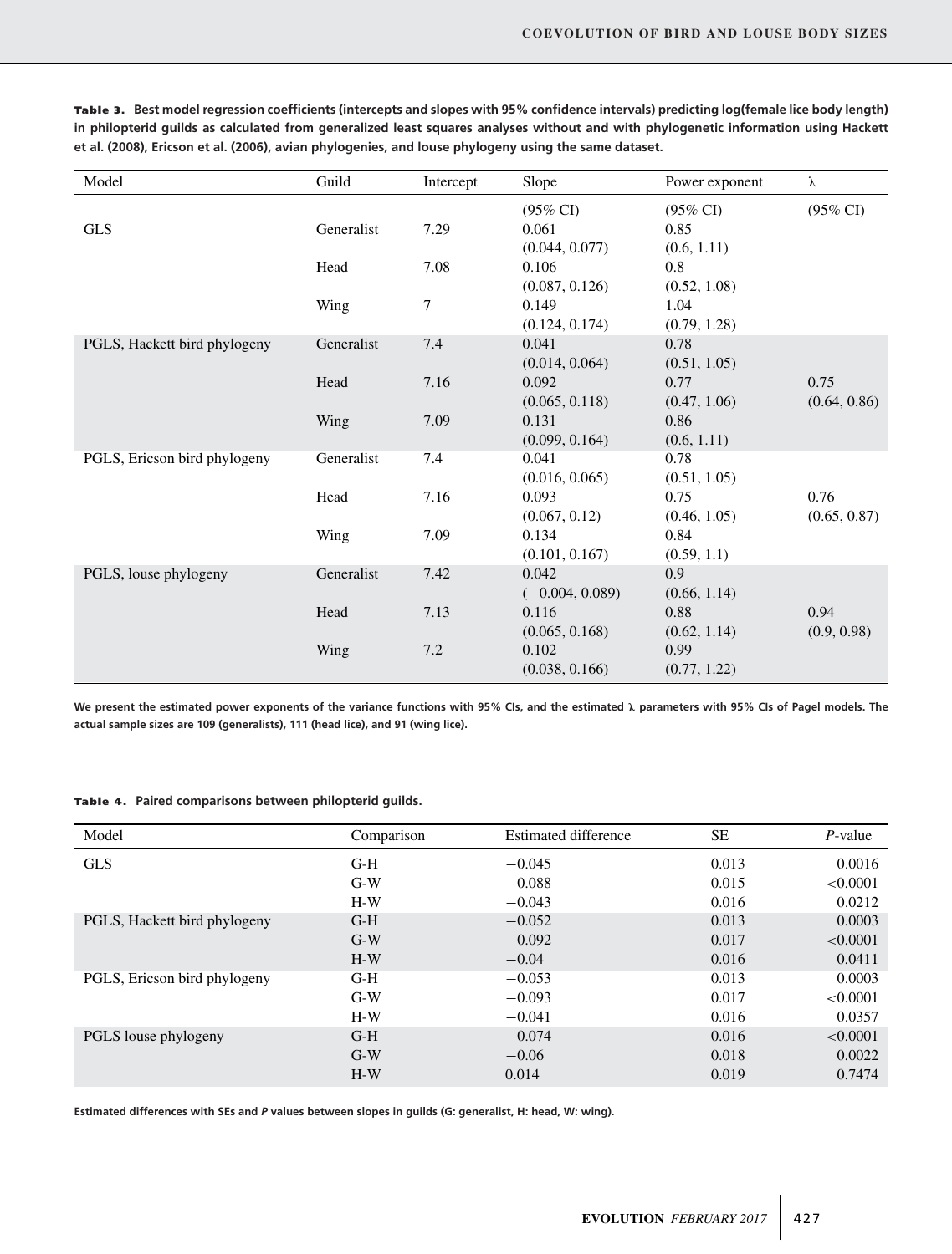**Table 3.** **Best model regression coefficients (intercepts and slopes with 95% confidence intervals) predicting log(female lice body length) in philopterid guilds as calculated from generalized least squares analyses without and with phylogenetic information using Hackett et al. (2008), Ericson et al. (2006), avian phylogenies, and louse phylogeny using the same dataset.**

| Model | Guild | Intercept | Slope (95% CI) | Power exponent (95% CI) | λ (95% CI) |
|---|---|---|---|---|---|
| GLS | Generalist | 7.29 | 0.061 (0.044, 0.077) | 0.85 (0.6, 1.11) | |
| | Head | 7.08 | 0.106 (0.087, 0.126) | 0.8 (0.52, 1.08) | |
| | Wing | 7 | 0.149 (0.124, 0.174) | 1.04 (0.79, 1.28) | |
| PGLS, Hackett bird phylogeny | Generalist | 7.4 | 0.041 (0.014, 0.064) | 0.78 (0.51, 1.05) | |
| | Head | 7.16 | 0.092 (0.065, 0.118) | 0.77 (0.47, 1.06) | 0.75 (0.64, 0.86) |
| | Wing | 7.09 | 0.131 (0.099, 0.164) | 0.86 (0.6, 1.11) | |
| PGLS, Ericson bird phylogeny | Generalist | 7.4 | 0.041 (0.016, 0.065) | 0.78 (0.51, 1.05) | |
| | Head | 7.16 | 0.093 (0.067, 0.12) | 0.75 (0.46, 1.05) | 0.76 (0.65, 0.87) |
| | Wing | 7.09 | 0.134 (0.101, 0.167) | 0.84 (0.59, 1.1) | |
| PGLS, louse phylogeny | Generalist | 7.42 | 0.042 (−0.004, 0.089) | 0.9 (0.66, 1.14) | |
| | Head | 7.13 | 0.116 (0.065, 0.168) | 0.88 (0.62, 1.14) | 0.94 (0.9, 0.98) |
| | Wing | 7.2 | 0.102 (0.038, 0.166) | 0.99 (0.77, 1.22) | |

**We present the estimated power exponents of the variance functions with 95% CIs, and the estimated λ parameters with 95% CIs of Pagel models. The actual sample sizes are 109 (generalists), 111 (head lice), and 91 (wing lice).**

**Table 4.** **Paired comparisons between philopterid guilds.**

| Model | Comparison | Estimated difference | SE | *P*-value |
|---|---|---|---|---|
| GLS | G-H | −0.045 | 0.013 | 0.0016 |
| | G-W | −0.088 | 0.015 | <0.0001 |
| | H-W | −0.043 | 0.016 | 0.0212 |
| PGLS, Hackett bird phylogeny | G-H | −0.052 | 0.013 | 0.0003 |
| | G-W | −0.092 | 0.017 | <0.0001 |
| | H-W | −0.04 | 0.016 | 0.0411 |
| PGLS, Ericson bird phylogeny | G-H | −0.053 | 0.013 | 0.0003 |
| | G-W | −0.093 | 0.017 | <0.0001 |
| | H-W | −0.041 | 0.016 | 0.0357 |
| PGLS louse phylogeny | G-H | −0.074 | 0.016 | <0.0001 |
| | G-W | −0.06 | 0.018 | 0.0022 |
| | H-W | 0.014 | 0.019 | 0.7474 |

**Estimated differences with SEs and *P* values between slopes in guilds (G: generalist, H: head, W: wing).**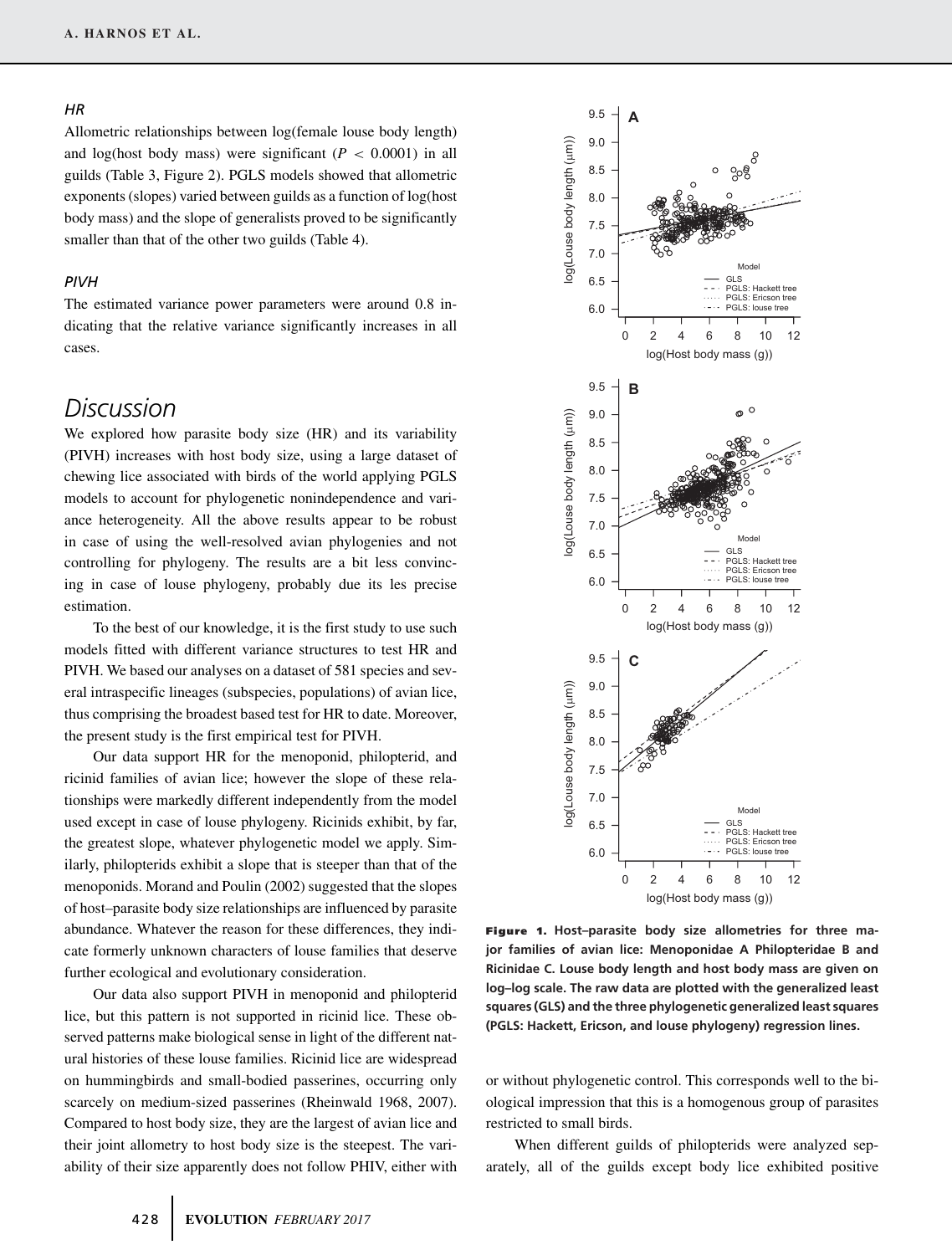### HR

Allometric relationships between log(female louse body length) and log(host body mass) were significant ($P < 0.0001$) in all guilds (Table 3, Figure 2). PGLS models showed that allometric exponents (slopes) varied between guilds as a function of log(host body mass) and the slope of generalists proved to be significantly smaller than that of the other two guilds (Table 4).

### PIVH

The estimated variance power parameters were around 0.8 indicating that the relative variance significantly increases in all cases.

## Discussion

We explored how parasite body size (HR) and its variability (PIVH) increases with host body size, using a large dataset of chewing lice associated with birds of the world applying PGLS models to account for phylogenetic nonindependence and variance heterogeneity. All the above results appear to be robust in case of using the well-resolved avian phylogenies and not controlling for phylogeny. The results are a bit less convincing in case of louse phylogeny, probably due its les precise estimation.

To the best of our knowledge, it is the first study to use such models fitted with different variance structures to test HR and PIVH. We based our analyses on a dataset of 581 species and several intraspecific lineages (subspecies, populations) of avian lice, thus comprising the broadest based test for HR to date. Moreover, the present study is the first empirical test for PIVH.

Our data support HR for the menoponid, philopterid, and ricinid families of avian lice; however the slope of these relationships were markedly different independently from the model used except in case of louse phylogeny. Ricinids exhibit, by far, the greatest slope, whatever phylogenetic model we apply. Similarly, philopterids exhibit a slope that is steeper than that of the menoponids. Morand and Poulin (2002) suggested that the slopes of host–parasite body size relationships are influenced by parasite abundance. Whatever the reason for these differences, they indicate formerly unknown characters of louse families that deserve further ecological and evolutionary consideration.

Our data also support PIVH in menoponid and philopterid lice, but this pattern is not supported in ricinid lice. These observed patterns make biological sense in light of the different natural histories of these louse families. Ricinid lice are widespread on hummingbirds and small-bodied passerines, occurring only scarcely on medium-sized passerines (Rheinwald 1968, 2007). Compared to host body size, they are the largest of avian lice and their joint allometry to host body size is the steepest. The variability of their size apparently does not follow PHIV, either with or without phylogenetic control. This corresponds well to the biological impression that this is a homogenous group of parasites restricted to small birds.

When different guilds of philopterids were analyzed separately, all of the guilds except body lice exhibited positive

**Figure 1.** Host–parasite body size allometries for three major families of avian lice: Menoponidae A Philopteridae B and Ricinidae C. Louse body length and host body mass are given on log–log scale. The raw data are plotted with the generalized least squares (GLS) and the three phylogenetic generalized least squares (PGLS: Hackett, Ericson, and louse phylogeny) regression lines.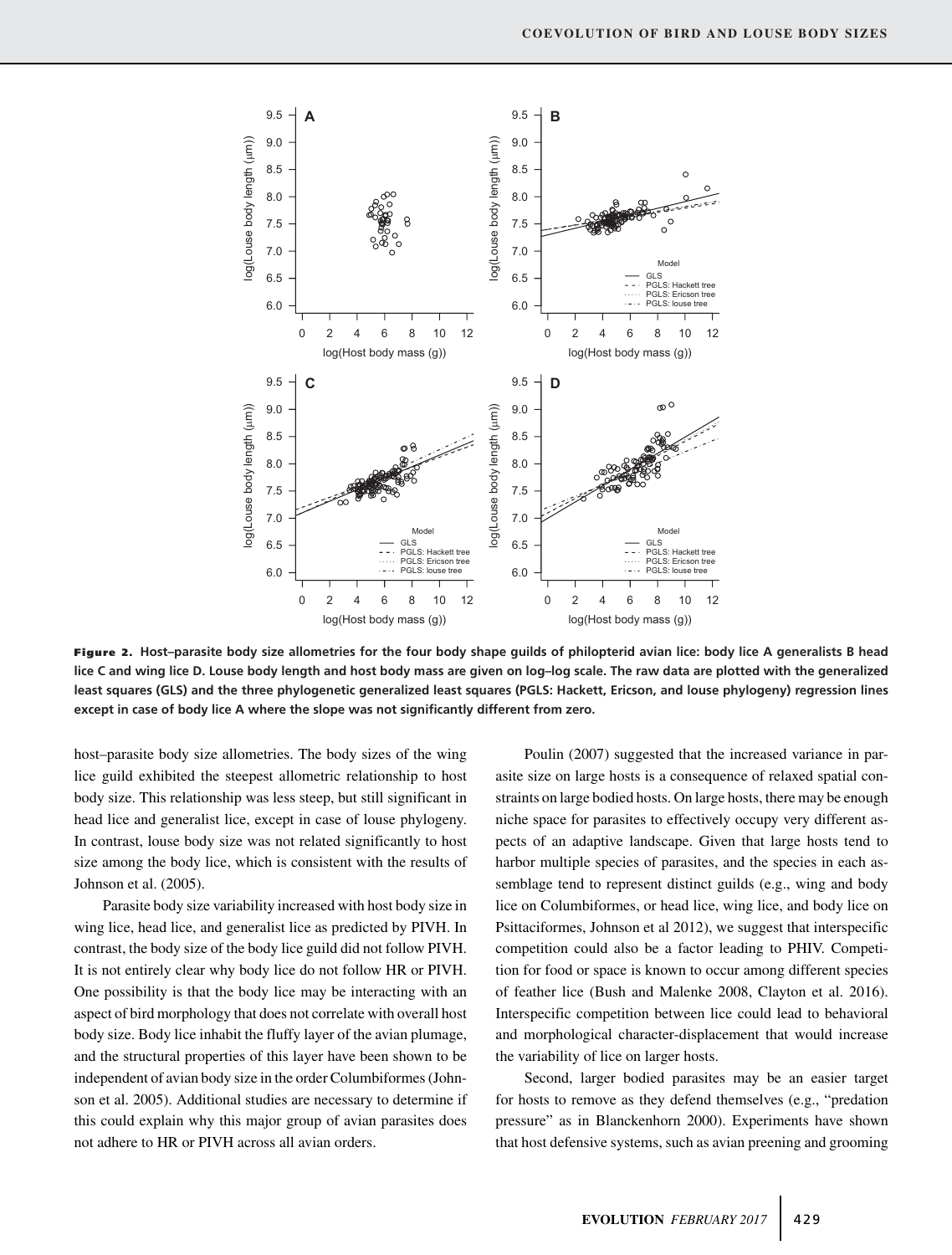**Figure 2. Host–parasite body size allometries for the four body shape guilds of philopterid avian lice: body lice A generalists B head lice C and wing lice D. Louse body length and host body mass are given on log–log scale. The raw data are plotted with the generalized least squares (GLS) and the three phylogenetic generalized least squares (PGLS: Hackett, Ericson, and louse phylogeny) regression lines except in case of body lice A where the slope was not significantly different from zero.**

host–parasite body size allometries. The body sizes of the wing lice guild exhibited the steepest allometric relationship to host body size. This relationship was less steep, but still significant in head lice and generalist lice, except in case of louse phylogeny. In contrast, louse body size was not related significantly to host size among the body lice, which is consistent with the results of Johnson et al. (2005).

Parasite body size variability increased with host body size in wing lice, head lice, and generalist lice as predicted by PIVH. In contrast, the body size of the body lice guild did not follow PIVH. It is not entirely clear why body lice do not follow HR or PIVH. One possibility is that the body lice may be interacting with an aspect of bird morphology that does not correlate with overall host body size. Body lice inhabit the fluffy layer of the avian plumage, and the structural properties of this layer have been shown to be independent of avian body size in the order Columbiformes (Johnson et al. 2005). Additional studies are necessary to determine if this could explain why this major group of avian parasites does not adhere to HR or PIVH across all avian orders.

Poulin (2007) suggested that the increased variance in parasite size on large hosts is a consequence of relaxed spatial constraints on large bodied hosts. On large hosts, there may be enough niche space for parasites to effectively occupy very different aspects of an adaptive landscape. Given that large hosts tend to harbor multiple species of parasites, and the species in each assemblage tend to represent distinct guilds (e.g., wing and body lice on Columbiformes, or head lice, wing lice, and body lice on Psittaciformes, Johnson et al 2012), we suggest that interspecific competition could also be a factor leading to PHIV. Competition for food or space is known to occur among different species of feather lice (Bush and Malenke 2008, Clayton et al. 2016). Interspecific competition between lice could lead to behavioral and morphological character-displacement that would increase the variability of lice on larger hosts.

Second, larger bodied parasites may be an easier target for hosts to remove as they defend themselves (e.g., "predation pressure" as in Blanckenhorn 2000). Experiments have shown that host defensive systems, such as avian preening and grooming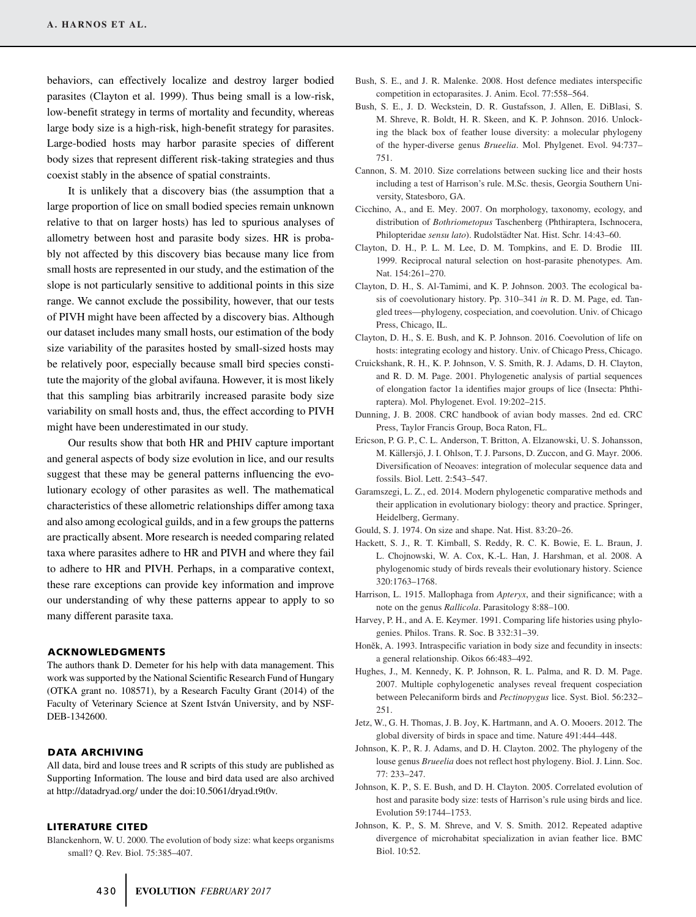behaviors, can effectively localize and destroy larger bodied parasites (Clayton et al. 1999). Thus being small is a low-risk, low-benefit strategy in terms of mortality and fecundity, whereas large body size is a high-risk, high-benefit strategy for parasites. Large-bodied hosts may harbor parasite species of different body sizes that represent different risk-taking strategies and thus coexist stably in the absence of spatial constraints.

It is unlikely that a discovery bias (the assumption that a large proportion of lice on small bodied species remain unknown relative to that on larger hosts) has led to spurious analyses of allometry between host and parasite body sizes. HR is probably not affected by this discovery bias because many lice from small hosts are represented in our study, and the estimation of the slope is not particularly sensitive to additional points in this size range. We cannot exclude the possibility, however, that our tests of PIVH might have been affected by a discovery bias. Although our dataset includes many small hosts, our estimation of the body size variability of the parasites hosted by small-sized hosts may be relatively poor, especially because small bird species constitute the majority of the global avifauna. However, it is most likely that this sampling bias arbitrarily increased parasite body size variability on small hosts and, thus, the effect according to PIVH might have been underestimated in our study.

Our results show that both HR and PHIV capture important and general aspects of body size evolution in lice, and our results suggest that these may be general patterns influencing the evolutionary ecology of other parasites as well. The mathematical characteristics of these allometric relationships differ among taxa and also among ecological guilds, and in a few groups the patterns are practically absent. More research is needed comparing related taxa where parasites adhere to HR and PIVH and where they fail to adhere to HR and PIVH. Perhaps, in a comparative context, these rare exceptions can provide key information and improve our understanding of why these patterns appear to apply to so many different parasite taxa.

### ACKNOWLEDGMENTS

The authors thank D. Demeter for his help with data management. This work was supported by the National Scientific Research Fund of Hungary (OTKA grant no. 108571), by a Research Faculty Grant (2014) of the Faculty of Veterinary Science at Szent István University, and by NSF-DEB-1342600.

### DATA ARCHIVING

All data, bird and louse trees and R scripts of this study are published as Supporting Information. The louse and bird data used are also archived at http://datadryad.org/ under the doi:10.5061/dryad.t9t0v.

### LITERATURE CITED

Blanckenhorn, W. U. 2000. The evolution of body size: what keeps organisms small? Q. Rev. Biol. 75:385–407.

Bush, S. E., and J. R. Malenke. 2008. Host defence mediates interspecific competition in ectoparasites. J. Anim. Ecol. 77:558–564.

Bush, S. E., J. D. Weckstein, D. R. Gustafsson, J. Allen, E. DiBlasi, S. M. Shreve, R. Boldt, H. R. Skeen, and K. P. Johnson. 2016. Unlocking the black box of feather louse diversity: a molecular phylogeny of the hyper-diverse genus *Brueelia*. Mol. Phylgenet. Evol. 94:737–751.

Cannon, S. M. 2010. Size correlations between sucking lice and their hosts including a test of Harrison's rule. M.Sc. thesis, Georgia Southern University, Statesboro, GA.

Cicchino, A., and E. Mey. 2007. On morphology, taxonomy, ecology, and distribution of *Bothriometopus* Taschenberg (Phthiraptera, Ischnocera, Philopteridae *sensu lato*). Rudolstädter Nat. Hist. Schr. 14:43–60.

Clayton, D. H., P. L. M. Lee, D. M. Tompkins, and E. D. Brodie III. 1999. Reciprocal natural selection on host-parasite phenotypes. Am. Nat. 154:261–270.

Clayton, D. H., S. Al-Tamimi, and K. P. Johnson. 2003. The ecological basis of coevolutionary history. Pp. 310–341 *in* R. D. M. Page, ed. Tangled trees—phylogeny, cospeciation, and coevolution. Univ. of Chicago Press, Chicago, IL.

Clayton, D. H., S. E. Bush, and K. P. Johnson. 2016. Coevolution of life on hosts: integrating ecology and history. Univ. of Chicago Press, Chicago.

Cruickshank, R. H., K. P. Johnson, V. S. Smith, R. J. Adams, D. H. Clayton, and R. D. M. Page. 2001. Phylogenetic analysis of partial sequences of elongation factor 1a identifies major groups of lice (Insecta: Phthiraptera). Mol. Phylogenet. Evol. 19:202–215.

Dunning, J. B. 2008. CRC handbook of avian body masses. 2nd ed. CRC Press, Taylor Francis Group, Boca Raton, FL.

Ericson, P. G. P., C. L. Anderson, T. Britton, A. Elzanowski, U. S. Johansson, M. Källersjö, J. I. Ohlson, T. J. Parsons, D. Zuccon, and G. Mayr. 2006. Diversification of Neoaves: integration of molecular sequence data and fossils. Biol. Lett. 2:543–547.

Garamszegi, L. Z., ed. 2014. Modern phylogenetic comparative methods and their application in evolutionary biology: theory and practice. Springer, Heidelberg, Germany.

Gould, S. J. 1974. On size and shape. Nat. Hist. 83:20–26.

Hackett, S. J., R. T. Kimball, S. Reddy, R. C. K. Bowie, E. L. Braun, J. L. Chojnowski, W. A. Cox, K.-L. Han, J. Harshman, et al. 2008. A phylogenomic study of birds reveals their evolutionary history. Science 320:1763–1768.

Harrison, L. 1915. Mallophaga from *Apteryx*, and their significance; with a note on the genus *Rallicola*. Parasitology 8:88–100.

Harvey, P. H., and A. E. Keymer. 1991. Comparing life histories using phylogenies. Philos. Trans. R. Soc. B 332:31–39.

Honěk, A. 1993. Intraspecific variation in body size and fecundity in insects: a general relationship. Oikos 66:483–492.

Hughes, J., M. Kennedy, K. P. Johnson, R. L. Palma, and R. D. M. Page. 2007. Multiple cophylogenetic analyses reveal frequent cospeciation between Pelecaniform birds and *Pectinopygus* lice. Syst. Biol. 56:232–251.

Jetz, W., G. H. Thomas, J. B. Joy, K. Hartmann, and A. O. Mooers. 2012. The global diversity of birds in space and time. Nature 491:444–448.

Johnson, K. P., R. J. Adams, and D. H. Clayton. 2002. The phylogeny of the louse genus *Brueelia* does not reflect host phylogeny. Biol. J. Linn. Soc. 77: 233–247.

Johnson, K. P., S. E. Bush, and D. H. Clayton. 2005. Correlated evolution of host and parasite body size: tests of Harrison's rule using birds and lice. Evolution 59:1744–1753.

Johnson, K. P., S. M. Shreve, and V. S. Smith. 2012. Repeated adaptive divergence of microhabitat specialization in avian feather lice. BMC Biol. 10:52.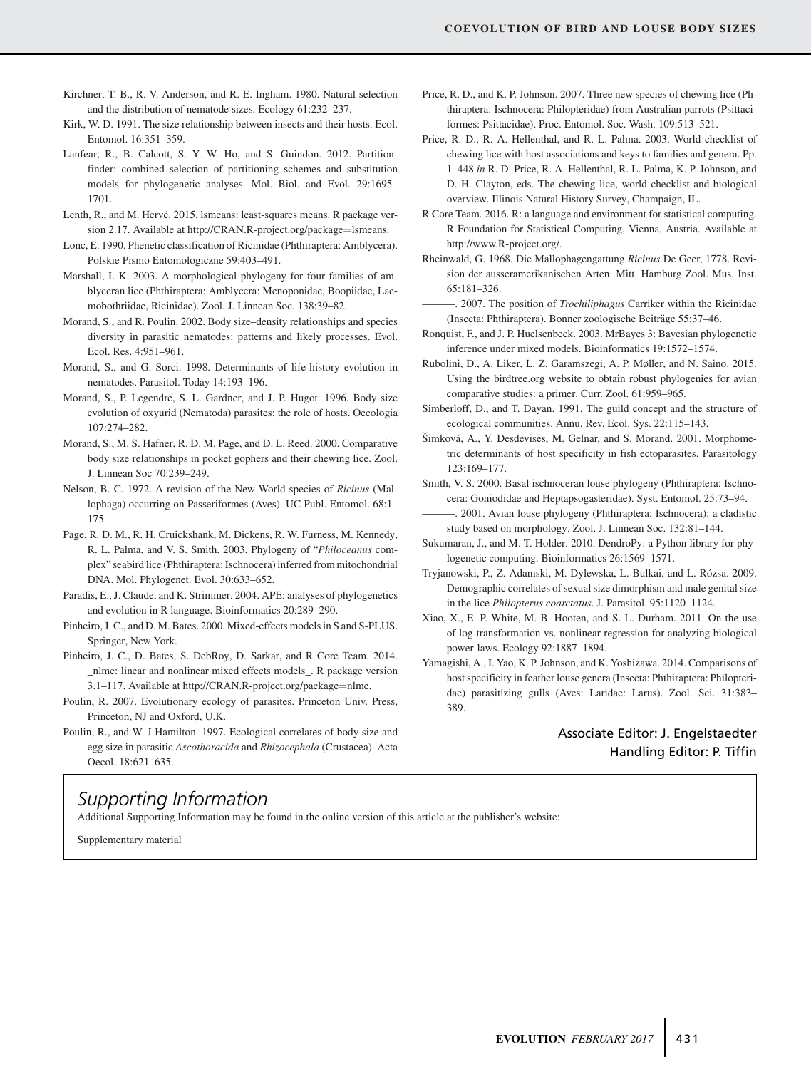Kirchner, T. B., R. V. Anderson, and R. E. Ingham. 1980. Natural selection and the distribution of nematode sizes. Ecology 61:232–237.

Kirk, W. D. 1991. The size relationship between insects and their hosts. Ecol. Entomol. 16:351–359.

Lanfear, R., B. Calcott, S. Y. W. Ho, and S. Guindon. 2012. Partitionfinder: combined selection of partitioning schemes and substitution models for phylogenetic analyses. Mol. Biol. and Evol. 29:1695–1701.

Lenth, R., and M. Hervé. 2015. lsmeans: least-squares means. R package version 2.17. Available at http://CRAN.R-project.org/package=lsmeans.

Lonc, E. 1990. Phenetic classification of Ricinidae (Phthiraptera: Amblycera). Polskie Pismo Entomologiczne 59:403–491.

Marshall, I. K. 2003. A morphological phylogeny for four families of amblyceran lice (Phthiraptera: Amblycera: Menoponidae, Boopiidae, Laemobothriidae, Ricinidae). Zool. J. Linnean Soc. 138:39–82.

Morand, S., and R. Poulin. 2002. Body size–density relationships and species diversity in parasitic nematodes: patterns and likely processes. Evol. Ecol. Res. 4:951–961.

Morand, S., and G. Sorci. 1998. Determinants of life-history evolution in nematodes. Parasitol. Today 14:193–196.

Morand, S., P. Legendre, S. L. Gardner, and J. P. Hugot. 1996. Body size evolution of oxyurid (Nematoda) parasites: the role of hosts. Oecologia 107:274–282.

Morand, S., M. S. Hafner, R. D. M. Page, and D. L. Reed. 2000. Comparative body size relationships in pocket gophers and their chewing lice. Zool. J. Linnean Soc 70:239–249.

Nelson, B. C. 1972. A revision of the New World species of *Ricinus* (Mallophaga) occurring on Passeriformes (Aves). UC Publ. Entomol. 68:1–175.

Page, R. D. M., R. H. Cruickshank, M. Dickens, R. W. Furness, M. Kennedy, R. L. Palma, and V. S. Smith. 2003. Phylogeny of "*Philoceanus* complex" seabird lice (Phthiraptera: Ischnocera) inferred from mitochondrial DNA. Mol. Phylogenet. Evol. 30:633–652.

Paradis, E., J. Claude, and K. Strimmer. 2004. APE: analyses of phylogenetics and evolution in R language. Bioinformatics 20:289–290.

Pinheiro, J. C., and D. M. Bates. 2000. Mixed-effects models in S and S-PLUS. Springer, New York.

Pinheiro, J. C., D. Bates, S. DebRoy, D. Sarkar, and R Core Team. 2014. _nlme: linear and nonlinear mixed effects models_. R package version 3.1–117. Available at http://CRAN.R-project.org/package=nlme.

Poulin, R. 2007. Evolutionary ecology of parasites. Princeton Univ. Press, Princeton, NJ and Oxford, U.K.

Poulin, R., and W. J Hamilton. 1997. Ecological correlates of body size and egg size in parasitic *Ascothoracida* and *Rhizocephala* (Crustacea). Acta Oecol. 18:621–635.

Price, R. D., and K. P. Johnson. 2007. Three new species of chewing lice (Phthiraptera: Ischnocera: Philopteridae) from Australian parrots (Psittaciformes: Psittacidae). Proc. Entomol. Soc. Wash. 109:513–521.

Price, R. D., R. A. Hellenthal, and R. L. Palma. 2003. World checklist of chewing lice with host associations and keys to families and genera. Pp. 1–448 *in* R. D. Price, R. A. Hellenthal, R. L. Palma, K. P. Johnson, and D. H. Clayton, eds. The chewing lice, world checklist and biological overview. Illinois Natural History Survey, Champaign, IL.

R Core Team. 2016. R: a language and environment for statistical computing. R Foundation for Statistical Computing, Vienna, Austria. Available at http://www.R-project.org/.

Rheinwald, G. 1968. Die Mallophagengattung *Ricinus* De Geer, 1778. Revision der ausseramerikanischen Arten. Mitt. Hamburg Zool. Mus. Inst. 65:181–326.

———. 2007. The position of *Trochiliphagus* Carriker within the Ricinidae (Insecta: Phthiraptera). Bonner zoologische Beiträge 55:37–46.

Ronquist, F., and J. P. Huelsenbeck. 2003. MrBayes 3: Bayesian phylogenetic inference under mixed models. Bioinformatics 19:1572–1574.

Rubolini, D., A. Liker, L. Z. Garamszegi, A. P. Møller, and N. Saino. 2015. Using the birdtree.org website to obtain robust phylogenies for avian comparative studies: a primer. Curr. Zool. 61:959–965.

Simberloff, D., and T. Dayan. 1991. The guild concept and the structure of ecological communities. Annu. Rev. Ecol. Sys. 22:115–143.

Šimková, A., Y. Desdevises, M. Gelnar, and S. Morand. 2001. Morphometric determinants of host specificity in fish ectoparasites. Parasitology 123:169–177.

Smith, V. S. 2000. Basal ischnoceran louse phylogeny (Phthiraptera: Ischnocera: Goniodidae and Heptapsogasteridae). Syst. Entomol. 25:73–94.

———. 2001. Avian louse phylogeny (Phthiraptera: Ischnocera): a cladistic study based on morphology. Zool. J. Linnean Soc. 132:81–144.

Sukumaran, J., and M. T. Holder. 2010. DendroPy: a Python library for phylogenetic computing. Bioinformatics 26:1569–1571.

Tryjanowski, P., Z. Adamski, M. Dylewska, L. Bulkai, and L. Rózsa. 2009. Demographic correlates of sexual size dimorphism and male genital size in the lice *Philopterus coarctatus*. J. Parasitol. 95:1120–1124.

Xiao, X., E. P. White, M. B. Hooten, and S. L. Durham. 2011. On the use of log-transformation vs. nonlinear regression for analyzing biological power-laws. Ecology 92:1887–1894.

Yamagishi, A., I. Yao, K. P. Johnson, and K. Yoshizawa. 2014. Comparisons of host specificity in feather louse genera (Insecta: Phthiraptera: Philopteridae) parasitizing gulls (Aves: Laridae: Larus). Zool. Sci. 31:383–389.

Associate Editor: J. Engelstaedter
Handling Editor: P. Tiffin

## Supporting Information

Additional Supporting Information may be found in the online version of this article at the publisher's website:

Supplementary material